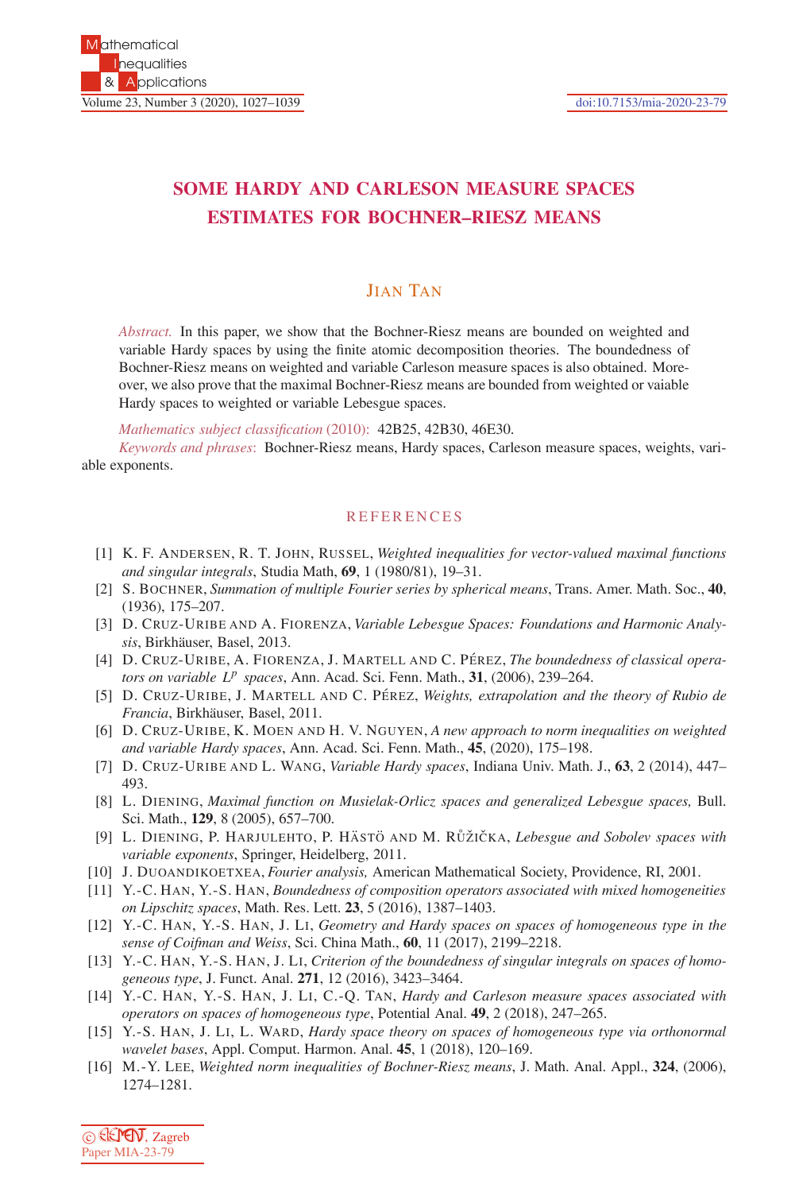# SOME HARDY AND CARLESON MEASURE SPACES ESTIMATES FOR BOCHNER–RIESZ MEANS

JIAN TAN

*Abstract.* In this paper, we show that the Bochner-Riesz means are bounded on weighted and variable Hardy spaces by using the finite atomic decomposition theories. The boundedness of Bochner-Riesz means on weighted and variable Carleson measure spaces is also obtained. Moreover, we also prove that the maximal Bochner-Riesz means are bounded from weighted or vaiable Hardy spaces to weighted or variable Lebesgue spaces.

*Mathematics subject classification* (2010): 42B25, 42B30, 46E30.

*Keywords and phrases*: Bochner-Riesz means, Hardy spaces, Carleson measure spaces, weights, variable exponents.

## REFERENCES

[1] K. F. ANDERSEN, R. T. JOHN, RUSSEL, *Weighted inequalities for vector-valued maximal functions and singular integrals*, Studia Math, **69**, 1 (1980/81), 19–31.

[2] S. BOCHNER, *Summation of multiple Fourier series by spherical means*, Trans. Amer. Math. Soc., **40**, (1936), 175–207.

[3] D. CRUZ-URIBE AND A. FIORENZA, *Variable Lebesgue Spaces: Foundations and Harmonic Analysis*, Birkhäuser, Basel, 2013.

[4] D. CRUZ-URIBE, A. FIORENZA, J. MARTELL AND C. PÉREZ, *The boundedness of classical operators on variable $L^p$ spaces*, Ann. Acad. Sci. Fenn. Math., **31**, (2006), 239–264.

[5] D. CRUZ-URIBE, J. MARTELL AND C. PÉREZ, *Weights, extrapolation and the theory of Rubio de Francia*, Birkhäuser, Basel, 2011.

[6] D. CRUZ-URIBE, K. MOEN AND H. V. NGUYEN, *A new approach to norm inequalities on weighted and variable Hardy spaces*, Ann. Acad. Sci. Fenn. Math., **45**, (2020), 175–198.

[7] D. CRUZ-URIBE AND L. WANG, *Variable Hardy spaces*, Indiana Univ. Math. J., **63**, 2 (2014), 447–493.

[8] L. DIENING, *Maximal function on Musielak-Orlicz spaces and generalized Lebesgue spaces,* Bull. Sci. Math., **129**, 8 (2005), 657–700.

[9] L. DIENING, P. HARJULEHTO, P. HÄSTÖ AND M. RŮŽIČKA, *Lebesgue and Sobolev spaces with variable exponents*, Springer, Heidelberg, 2011.

[10] J. DUOANDIKOETXEA, *Fourier analysis,* American Mathematical Society, Providence, RI, 2001.

[11] Y.-C. HAN, Y.-S. HAN, *Boundedness of composition operators associated with mixed homogeneities on Lipschitz spaces*, Math. Res. Lett. **23**, 5 (2016), 1387–1403.

[12] Y.-C. HAN, Y.-S. HAN, J. LI, *Geometry and Hardy spaces on spaces of homogeneous type in the sense of Coifman and Weiss*, Sci. China Math., **60**, 11 (2017), 2199–2218.

[13] Y.-C. HAN, Y.-S. HAN, J. LI, *Criterion of the boundedness of singular integrals on spaces of homogeneous type*, J. Funct. Anal. **271**, 12 (2016), 3423–3464.

[14] Y.-C. HAN, Y.-S. HAN, J. LI, C.-Q. TAN, *Hardy and Carleson measure spaces associated with operators on spaces of homogeneous type*, Potential Anal. **49**, 2 (2018), 247–265.

[15] Y.-S. HAN, J. LI, L. WARD, *Hardy space theory on spaces of homogeneous type via orthonormal wavelet bases*, Appl. Comput. Harmon. Anal. **45**, 1 (2018), 120–169.

[16] M.-Y. LEE, *Weighted norm inequalities of Bochner-Riesz means*, J. Math. Anal. Appl., **324**, (2006), 1274–1281.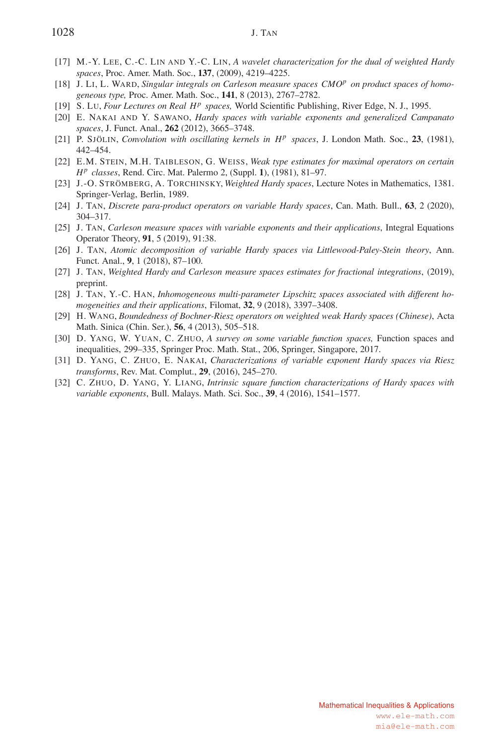[17] M.-Y. Lee, C.-C. Lin and Y.-C. Lin, *A wavelet characterization for the dual of weighted Hardy spaces*, Proc. Amer. Math. Soc., **137**, (2009), 4219–4225.

[18] J. Li, L. Ward, *Singular integrals on Carleson measure spaces $CMO^p$ on product spaces of homogeneous type,* Proc. Amer. Math. Soc., **141**, 8 (2013), 2767–2782.

[19] S. Lu, *Four Lectures on Real $H^p$ spaces,* World Scientific Publishing, River Edge, N. J., 1995.

[20] E. Nakai and Y. Sawano, *Hardy spaces with variable exponents and generalized Campanato spaces*, J. Funct. Anal., **262** (2012), 3665–3748.

[21] P. Sjölin, *Convolution with oscillating kernels in $H^p$ spaces*, J. London Math. Soc., **23**, (1981), 442–454.

[22] E.M. Stein, M.H. Taibleson, G. Weiss, *Weak type estimates for maximal operators on certain $H^p$ classes*, Rend. Circ. Mat. Palermo 2, (Suppl. **1**), (1981), 81–97.

[23] J.-O. Strömberg, A. Torchinsky, *Weighted Hardy spaces*, Lecture Notes in Mathematics, 1381. Springer-Verlag, Berlin, 1989.

[24] J. Tan, *Discrete para-product operators on variable Hardy spaces*, Can. Math. Bull., **63**, 2 (2020), 304–317.

[25] J. Tan, *Carleson measure spaces with variable exponents and their applications*, Integral Equations Operator Theory, **91**, 5 (2019), 91:38.

[26] J. Tan, *Atomic decomposition of variable Hardy spaces via Littlewood-Paley-Stein theory*, Ann. Funct. Anal., **9**, 1 (2018), 87–100.

[27] J. Tan, *Weighted Hardy and Carleson measure spaces estimates for fractional integrations*, (2019), preprint.

[28] J. Tan, Y.-C. Han, *Inhomogeneous multi-parameter Lipschitz spaces associated with different homogeneities and their applications*, Filomat, **32**, 9 (2018), 3397–3408.

[29] H. Wang, *Boundedness of Bochner-Riesz operators on weighted weak Hardy spaces (Chinese)*, Acta Math. Sinica (Chin. Ser.), **56**, 4 (2013), 505–518.

[30] D. Yang, W. Yuan, C. Zhuo, *A survey on some variable function spaces,* Function spaces and inequalities, 299–335, Springer Proc. Math. Stat., 206, Springer, Singapore, 2017.

[31] D. Yang, C. Zhuo, E. Nakai, *Characterizations of variable exponent Hardy spaces via Riesz transforms*, Rev. Mat. Complut., **29**, (2016), 245–270.

[32] C. Zhuo, D. Yang, Y. Liang, *Intrinsic square function characterizations of Hardy spaces with variable exponents*, Bull. Malays. Math. Sci. Soc., **39**, 4 (2016), 1541–1577.